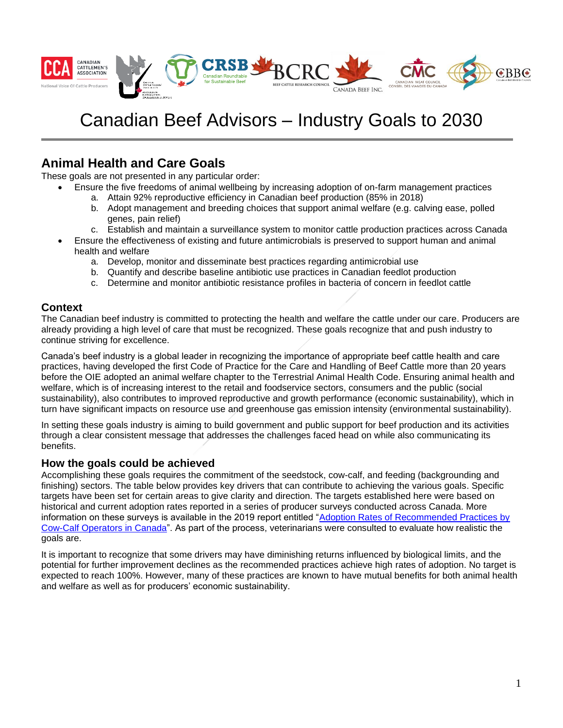# Canadian Beef Advisors – Industry Goals to 2030

## Animal Health and Care Goals

These goals are not presented in any particular order:

- Ensure the five freedoms of animal wellbeing by increasing adoption of on-farm management practices
  a. Attain 92% reproductive efficiency in Canadian beef production (85% in 2018)
  b. Adopt management and breeding choices that support animal welfare (e.g. calving ease, polled genes, pain relief)
  c. Establish and maintain a surveillance system to monitor cattle production practices across Canada
- Ensure the effectiveness of existing and future antimicrobials is preserved to support human and animal health and welfare
  a. Develop, monitor and disseminate best practices regarding antimicrobial use
  b. Quantify and describe baseline antibiotic use practices in Canadian feedlot production
  c. Determine and monitor antibiotic resistance profiles in bacteria of concern in feedlot cattle

### Context

The Canadian beef industry is committed to protecting the health and welfare the cattle under our care. Producers are already providing a high level of care that must be recognized. These goals recognize that and push industry to continue striving for excellence.

Canada's beef industry is a global leader in recognizing the importance of appropriate beef cattle health and care practices, having developed the first Code of Practice for the Care and Handling of Beef Cattle more than 20 years before the OIE adopted an animal welfare chapter to the Terrestrial Animal Health Code. Ensuring animal health and welfare, which is of increasing interest to the retail and foodservice sectors, consumers and the public (social sustainability), also contributes to improved reproductive and growth performance (economic sustainability), which in turn have significant impacts on resource use and greenhouse gas emission intensity (environmental sustainability).

In setting these goals industry is aiming to build government and public support for beef production and its activities through a clear consistent message that addresses the challenges faced head on while also communicating its benefits.

### How the goals could be achieved

Accomplishing these goals requires the commitment of the seedstock, cow-calf, and feeding (backgrounding and finishing) sectors. The table below provides key drivers that can contribute to achieving the various goals. Specific targets have been set for certain areas to give clarity and direction. The targets established here were based on historical and current adoption rates reported in a series of producer surveys conducted across Canada. More information on these surveys is available in the 2019 report entitled "Adoption Rates of Recommended Practices by Cow-Calf Operators in Canada". As part of the process, veterinarians were consulted to evaluate how realistic the goals are.

It is important to recognize that some drivers may have diminishing returns influenced by biological limits, and the potential for further improvement declines as the recommended practices achieve high rates of adoption. No target is expected to reach 100%. However, many of these practices are known to have mutual benefits for both animal health and welfare as well as for producers' economic sustainability.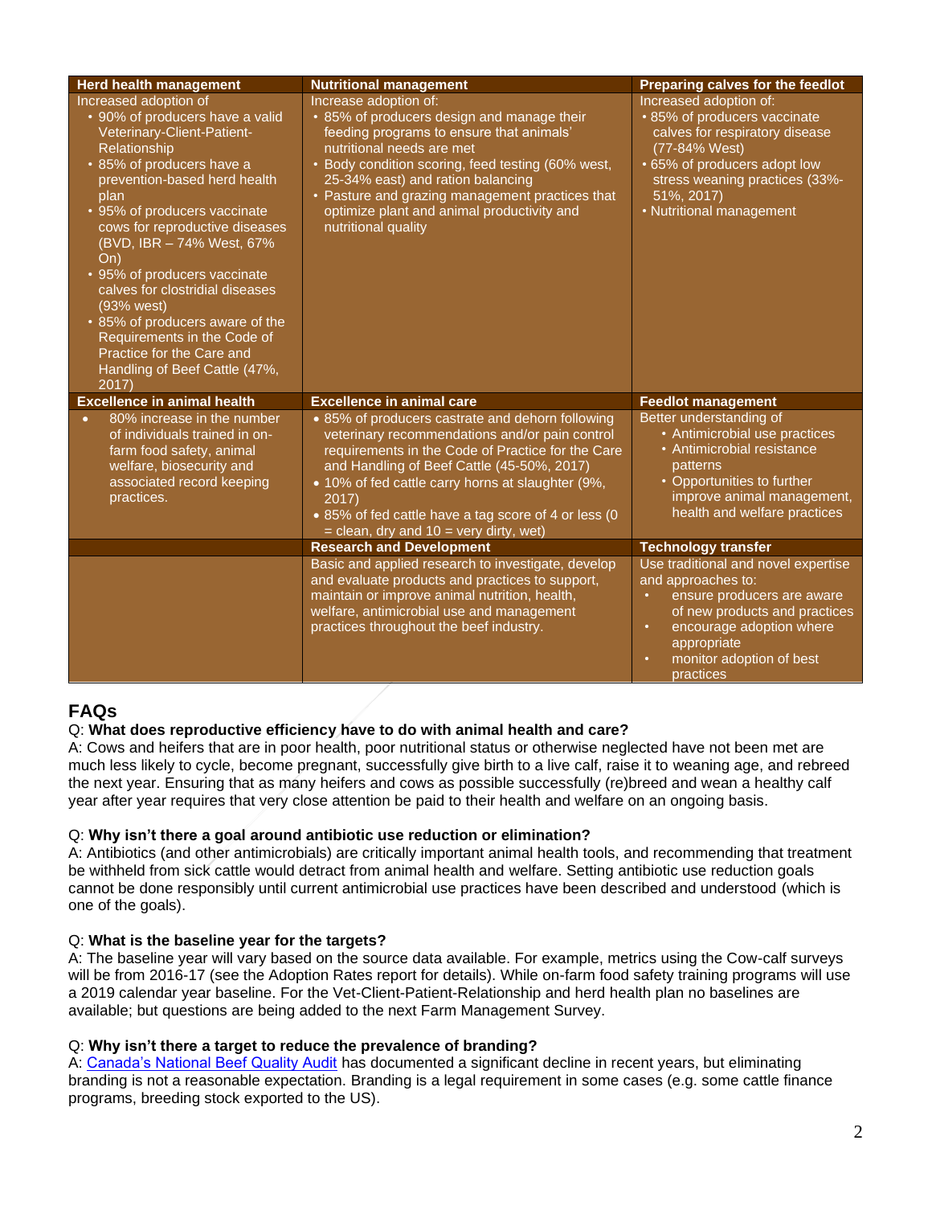| Herd health management | Nutritional management | Preparing calves for the feedlot |
|---|---|---|
| Increased adoption of<br>• 90% of producers have a valid Veterinary-Client-Patient-Relationship<br>• 85% of producers have a prevention-based herd health plan<br>• 95% of producers vaccinate cows for reproductive diseases (BVD, IBR – 74% West, 67% On)<br>• 95% of producers vaccinate calves for clostridial diseases (93% west)<br>• 85% of producers aware of the Requirements in the Code of Practice for the Care and Handling of Beef Cattle (47%, 2017) | Increase adoption of:<br>• 85% of producers design and manage their feeding programs to ensure that animals' nutritional needs are met<br>• Body condition scoring, feed testing (60% west, 25-34% east) and ration balancing<br>• Pasture and grazing management practices that optimize plant and animal productivity and nutritional quality | Increased adoption of:<br>• 85% of producers vaccinate calves for respiratory disease (77-84% West)<br>• 65% of producers adopt low stress weaning practices (33%-51%, 2017)<br>• Nutritional management |
| **Excellence in animal health** | **Excellence in animal care** | **Feedlot management** |
| • 80% increase in the number of individuals trained in on-farm food safety, animal welfare, biosecurity and associated record keeping practices. | • 85% of producers castrate and dehorn following veterinary recommendations and/or pain control requirements in the Code of Practice for the Care and Handling of Beef Cattle (45-50%, 2017)<br>• 10% of fed cattle carry horns at slaughter (9%, 2017)<br>• 85% of fed cattle have a tag score of 4 or less (0 = clean, dry and 10 = very dirty, wet) | Better understanding of<br>• Antimicrobial use practices<br>• Antimicrobial resistance patterns<br>• Opportunities to further improve animal management, health and welfare practices |
| | **Research and Development** | **Technology transfer** |
| | Basic and applied research to investigate, develop and evaluate products and practices to support, maintain or improve animal nutrition, health, welfare, antimicrobial use and management practices throughout the beef industry. | Use traditional and novel expertise and approaches to:<br>• ensure producers are aware of new products and practices<br>• encourage adoption where appropriate<br>• monitor adoption of best practices |

## FAQs

Q: **What does reproductive efficiency have to do with animal health and care?**

A: Cows and heifers that are in poor health, poor nutritional status or otherwise neglected have not been met are much less likely to cycle, become pregnant, successfully give birth to a live calf, raise it to weaning age, and rebreed the next year. Ensuring that as many heifers and cows as possible successfully (re)breed and wean a healthy calf year after year requires that very close attention be paid to their health and welfare on an ongoing basis.

Q: **Why isn't there a goal around antibiotic use reduction or elimination?**

A: Antibiotics (and other antimicrobials) are critically important animal health tools, and recommending that treatment be withheld from sick cattle would detract from animal health and welfare. Setting antibiotic use reduction goals cannot be done responsibly until current antimicrobial use practices have been described and understood (which is one of the goals).

Q: **What is the baseline year for the targets?**

A: The baseline year will vary based on the source data available. For example, metrics using the Cow-calf surveys will be from 2016-17 (see the Adoption Rates report for details). While on-farm food safety training programs will use a 2019 calendar year baseline. For the Vet-Client-Patient-Relationship and herd health plan no baselines are available; but questions are being added to the next Farm Management Survey.

Q: **Why isn't there a target to reduce the prevalence of branding?**

A: Canada's National Beef Quality Audit has documented a significant decline in recent years, but eliminating branding is not a reasonable expectation. Branding is a legal requirement in some cases (e.g. some cattle finance programs, breeding stock exported to the US).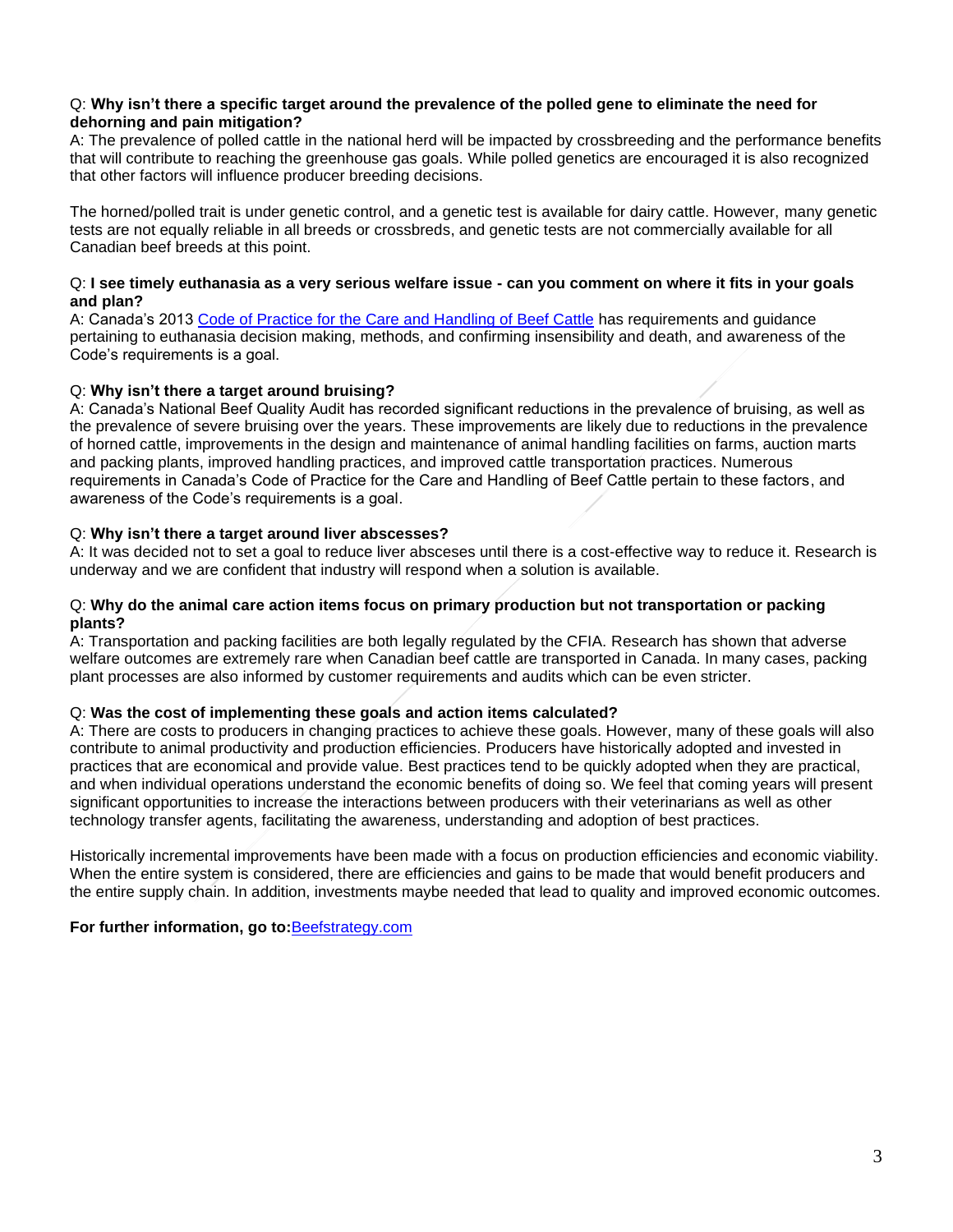Q: **Why isn't there a specific target around the prevalence of the polled gene to eliminate the need for dehorning and pain mitigation?**
A: The prevalence of polled cattle in the national herd will be impacted by crossbreeding and the performance benefits that will contribute to reaching the greenhouse gas goals. While polled genetics are encouraged it is also recognized that other factors will influence producer breeding decisions.

The horned/polled trait is under genetic control, and a genetic test is available for dairy cattle. However, many genetic tests are not equally reliable in all breeds or crossbreds, and genetic tests are not commercially available for all Canadian beef breeds at this point.

Q: **I see timely euthanasia as a very serious welfare issue - can you comment on where it fits in your goals and plan?**
A: Canada's 2013 [Code of Practice for the Care and Handling of Beef Cattle] has requirements and guidance pertaining to euthanasia decision making, methods, and confirming insensibility and death, and awareness of the Code's requirements is a goal.

Q: **Why isn't there a target around bruising?**
A: Canada's National Beef Quality Audit has recorded significant reductions in the prevalence of bruising, as well as the prevalence of severe bruising over the years. These improvements are likely due to reductions in the prevalence of horned cattle, improvements in the design and maintenance of animal handling facilities on farms, auction marts and packing plants, improved handling practices, and improved cattle transportation practices. Numerous requirements in Canada's Code of Practice for the Care and Handling of Beef Cattle pertain to these factors, and awareness of the Code's requirements is a goal.

Q: **Why isn't there a target around liver abscesses?**
A: It was decided not to set a goal to reduce liver absceses until there is a cost-effective way to reduce it. Research is underway and we are confident that industry will respond when a solution is available.

Q: **Why do the animal care action items focus on primary production but not transportation or packing plants?**
A: Transportation and packing facilities are both legally regulated by the CFIA. Research has shown that adverse welfare outcomes are extremely rare when Canadian beef cattle are transported in Canada. In many cases, packing plant processes are also informed by customer requirements and audits which can be even stricter.

Q: **Was the cost of implementing these goals and action items calculated?**
A: There are costs to producers in changing practices to achieve these goals. However, many of these goals will also contribute to animal productivity and production efficiencies. Producers have historically adopted and invested in practices that are economical and provide value. Best practices tend to be quickly adopted when they are practical, and when individual operations understand the economic benefits of doing so. We feel that coming years will present significant opportunities to increase the interactions between producers with their veterinarians as well as other technology transfer agents, facilitating the awareness, understanding and adoption of best practices.

Historically incremental improvements have been made with a focus on production efficiencies and economic viability. When the entire system is considered, there are efficiencies and gains to be made that would benefit producers and the entire supply chain. In addition, investments maybe needed that lead to quality and improved economic outcomes.

**For further information, go to:**[Beefstrategy.com]